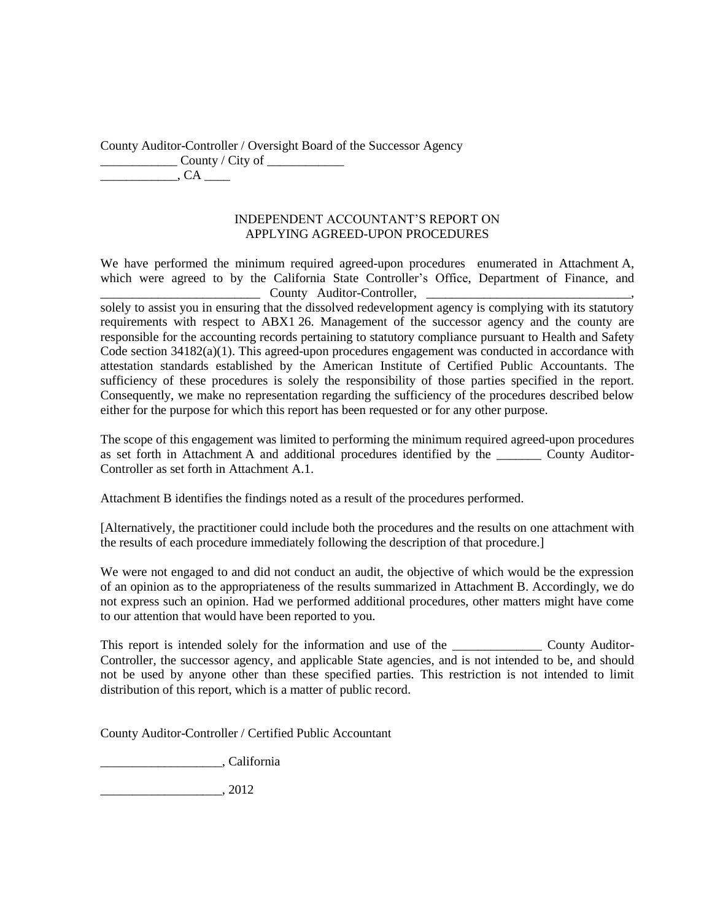County Auditor-Controller / Oversight Board of the Successor Agency
____________ County / City of ____________
____________, CA ____

INDEPENDENT ACCOUNTANT'S REPORT ON
APPLYING AGREED-UPON PROCEDURES

We have performed the minimum required agreed-upon procedures enumerated in Attachment A, which were agreed to by the California State Controller's Office, Department of Finance, and _________________________ County Auditor-Controller, ________________________________, solely to assist you in ensuring that the dissolved redevelopment agency is complying with its statutory requirements with respect to ABX1 26. Management of the successor agency and the county are responsible for the accounting records pertaining to statutory compliance pursuant to Health and Safety Code section 34182(a)(1). This agreed-upon procedures engagement was conducted in accordance with attestation standards established by the American Institute of Certified Public Accountants. The sufficiency of these procedures is solely the responsibility of those parties specified in the report. Consequently, we make no representation regarding the sufficiency of the procedures described below either for the purpose for which this report has been requested or for any other purpose.

The scope of this engagement was limited to performing the minimum required agreed-upon procedures as set forth in Attachment A and additional procedures identified by the _______ County Auditor-Controller as set forth in Attachment A.1.

Attachment B identifies the findings noted as a result of the procedures performed.

[Alternatively, the practitioner could include both the procedures and the results on one attachment with the results of each procedure immediately following the description of that procedure.]

We were not engaged to and did not conduct an audit, the objective of which would be the expression of an opinion as to the appropriateness of the results summarized in Attachment B. Accordingly, we do not express such an opinion. Had we performed additional procedures, other matters might have come to our attention that would have been reported to you.

This report is intended solely for the information and use of the ______________ County Auditor-Controller, the successor agency, and applicable State agencies, and is not intended to be, and should not be used by anyone other than these specified parties. This restriction is not intended to limit distribution of this report, which is a matter of public record.

County Auditor-Controller / Certified Public Accountant

___________________, California

___________________, 2012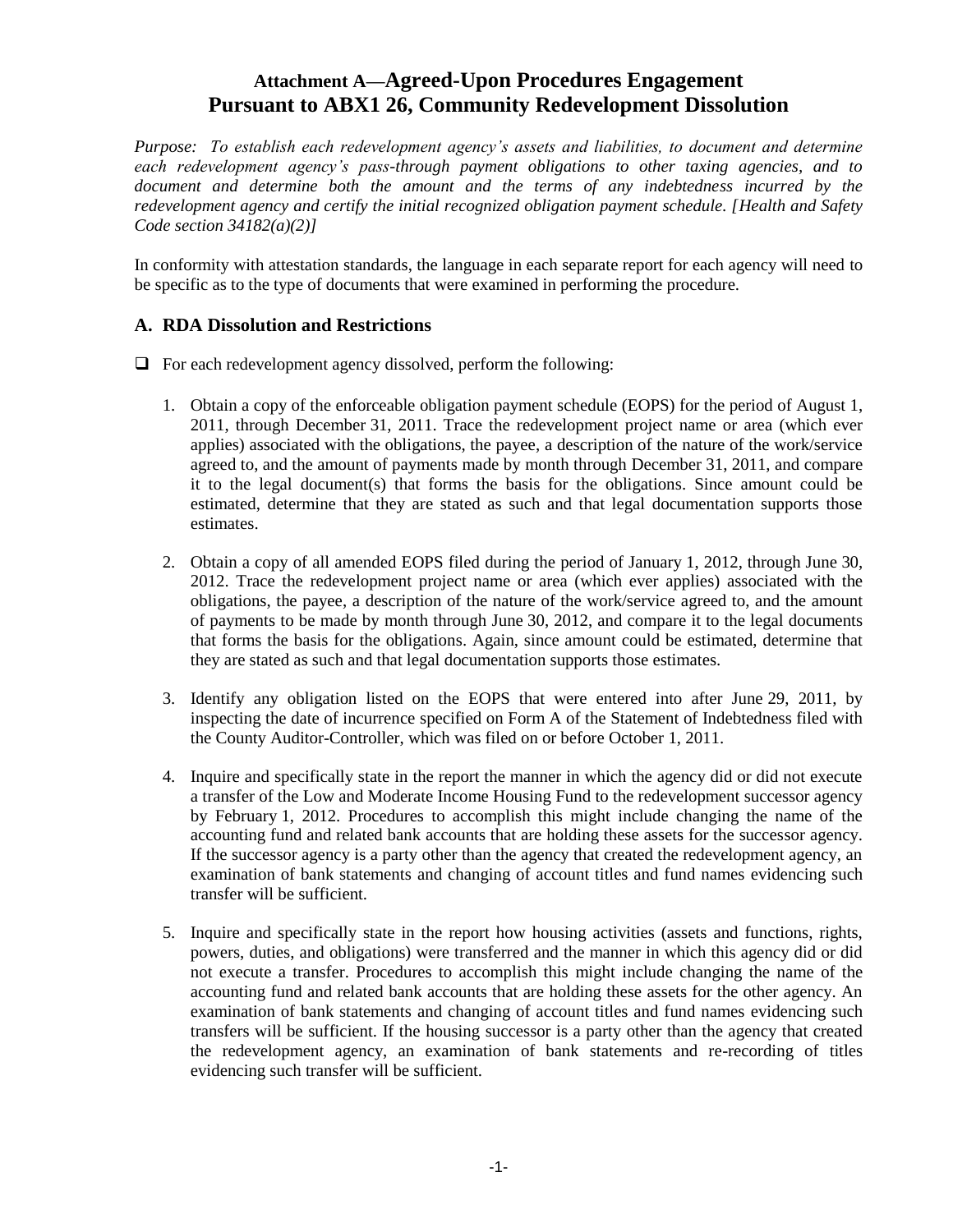# Attachment A—Agreed-Upon Procedures Engagement Pursuant to ABX1 26, Community Redevelopment Dissolution

*Purpose: To establish each redevelopment agency's assets and liabilities, to document and determine each redevelopment agency's pass-through payment obligations to other taxing agencies, and to document and determine both the amount and the terms of any indebtedness incurred by the redevelopment agency and certify the initial recognized obligation payment schedule. [Health and Safety Code section 34182(a)(2)]*

In conformity with attestation standards, the language in each separate report for each agency will need to be specific as to the type of documents that were examined in performing the procedure.

## A. RDA Dissolution and Restrictions

❑ For each redevelopment agency dissolved, perform the following:

1. Obtain a copy of the enforceable obligation payment schedule (EOPS) for the period of August 1, 2011, through December 31, 2011. Trace the redevelopment project name or area (which ever applies) associated with the obligations, the payee, a description of the nature of the work/service agreed to, and the amount of payments made by month through December 31, 2011, and compare it to the legal document(s) that forms the basis for the obligations. Since amount could be estimated, determine that they are stated as such and that legal documentation supports those estimates.

2. Obtain a copy of all amended EOPS filed during the period of January 1, 2012, through June 30, 2012. Trace the redevelopment project name or area (which ever applies) associated with the obligations, the payee, a description of the nature of the work/service agreed to, and the amount of payments to be made by month through June 30, 2012, and compare it to the legal documents that forms the basis for the obligations. Again, since amount could be estimated, determine that they are stated as such and that legal documentation supports those estimates.

3. Identify any obligation listed on the EOPS that were entered into after June 29, 2011, by inspecting the date of incurrence specified on Form A of the Statement of Indebtedness filed with the County Auditor-Controller, which was filed on or before October 1, 2011.

4. Inquire and specifically state in the report the manner in which the agency did or did not execute a transfer of the Low and Moderate Income Housing Fund to the redevelopment successor agency by February 1, 2012. Procedures to accomplish this might include changing the name of the accounting fund and related bank accounts that are holding these assets for the successor agency. If the successor agency is a party other than the agency that created the redevelopment agency, an examination of bank statements and changing of account titles and fund names evidencing such transfer will be sufficient.

5. Inquire and specifically state in the report how housing activities (assets and functions, rights, powers, duties, and obligations) were transferred and the manner in which this agency did or did not execute a transfer. Procedures to accomplish this might include changing the name of the accounting fund and related bank accounts that are holding these assets for the other agency. An examination of bank statements and changing of account titles and fund names evidencing such transfers will be sufficient. If the housing successor is a party other than the agency that created the redevelopment agency, an examination of bank statements and re-recording of titles evidencing such transfer will be sufficient.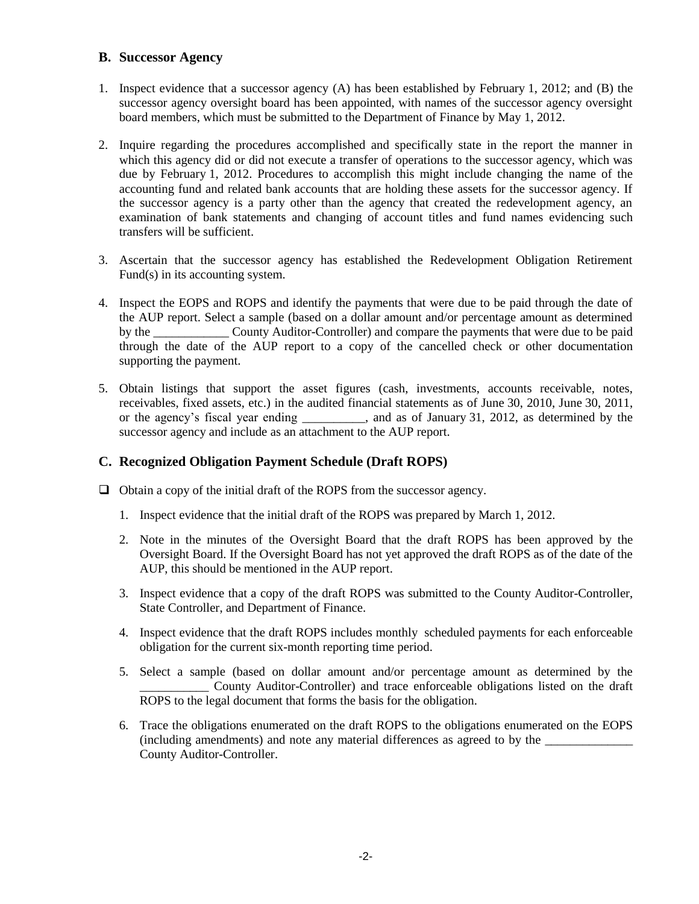## B. Successor Agency

1. Inspect evidence that a successor agency (A) has been established by February 1, 2012; and (B) the successor agency oversight board has been appointed, with names of the successor agency oversight board members, which must be submitted to the Department of Finance by May 1, 2012.

2. Inquire regarding the procedures accomplished and specifically state in the report the manner in which this agency did or did not execute a transfer of operations to the successor agency, which was due by February 1, 2012. Procedures to accomplish this might include changing the name of the accounting fund and related bank accounts that are holding these assets for the successor agency. If the successor agency is a party other than the agency that created the redevelopment agency, an examination of bank statements and changing of account titles and fund names evidencing such transfers will be sufficient.

3. Ascertain that the successor agency has established the Redevelopment Obligation Retirement Fund(s) in its accounting system.

4. Inspect the EOPS and ROPS and identify the payments that were due to be paid through the date of the AUP report. Select a sample (based on a dollar amount and/or percentage amount as determined by the ____________ County Auditor-Controller) and compare the payments that were due to be paid through the date of the AUP report to a copy of the cancelled check or other documentation supporting the payment.

5. Obtain listings that support the asset figures (cash, investments, accounts receivable, notes, receivables, fixed assets, etc.) in the audited financial statements as of June 30, 2010, June 30, 2011, or the agency's fiscal year ending __________, and as of January 31, 2012, as determined by the successor agency and include as an attachment to the AUP report.

## C. Recognized Obligation Payment Schedule (Draft ROPS)

- ☐ Obtain a copy of the initial draft of the ROPS from the successor agency.

  1. Inspect evidence that the initial draft of the ROPS was prepared by March 1, 2012.

  2. Note in the minutes of the Oversight Board that the draft ROPS has been approved by the Oversight Board. If the Oversight Board has not yet approved the draft ROPS as of the date of the AUP, this should be mentioned in the AUP report.

  3. Inspect evidence that a copy of the draft ROPS was submitted to the County Auditor-Controller, State Controller, and Department of Finance.

  4. Inspect evidence that the draft ROPS includes monthly scheduled payments for each enforceable obligation for the current six-month reporting time period.

  5. Select a sample (based on dollar amount and/or percentage amount as determined by the ___________ County Auditor-Controller) and trace enforceable obligations listed on the draft ROPS to the legal document that forms the basis for the obligation.

  6. Trace the obligations enumerated on the draft ROPS to the obligations enumerated on the EOPS (including amendments) and note any material differences as agreed to by the ______________ County Auditor-Controller.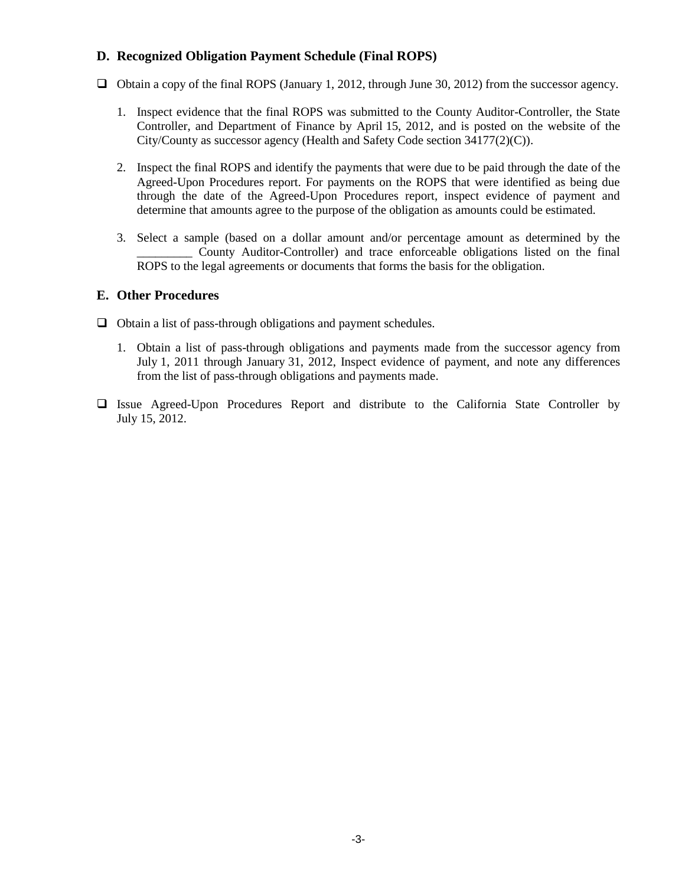## D. Recognized Obligation Payment Schedule (Final ROPS)

- [ ] Obtain a copy of the final ROPS (January 1, 2012, through June 30, 2012) from the successor agency.

  1. Inspect evidence that the final ROPS was submitted to the County Auditor-Controller, the State Controller, and Department of Finance by April 15, 2012, and is posted on the website of the City/County as successor agency (Health and Safety Code section 34177(2)(C)).

  2. Inspect the final ROPS and identify the payments that were due to be paid through the date of the Agreed-Upon Procedures report. For payments on the ROPS that were identified as being due through the date of the Agreed-Upon Procedures report, inspect evidence of payment and determine that amounts agree to the purpose of the obligation as amounts could be estimated.

  3. Select a sample (based on a dollar amount and/or percentage amount as determined by the _________ County Auditor-Controller) and trace enforceable obligations listed on the final ROPS to the legal agreements or documents that forms the basis for the obligation.

## E. Other Procedures

- [ ] Obtain a list of pass-through obligations and payment schedules.

  1. Obtain a list of pass-through obligations and payments made from the successor agency from July 1, 2011 through January 31, 2012, Inspect evidence of payment, and note any differences from the list of pass-through obligations and payments made.

- [ ] Issue Agreed-Upon Procedures Report and distribute to the California State Controller by July 15, 2012.